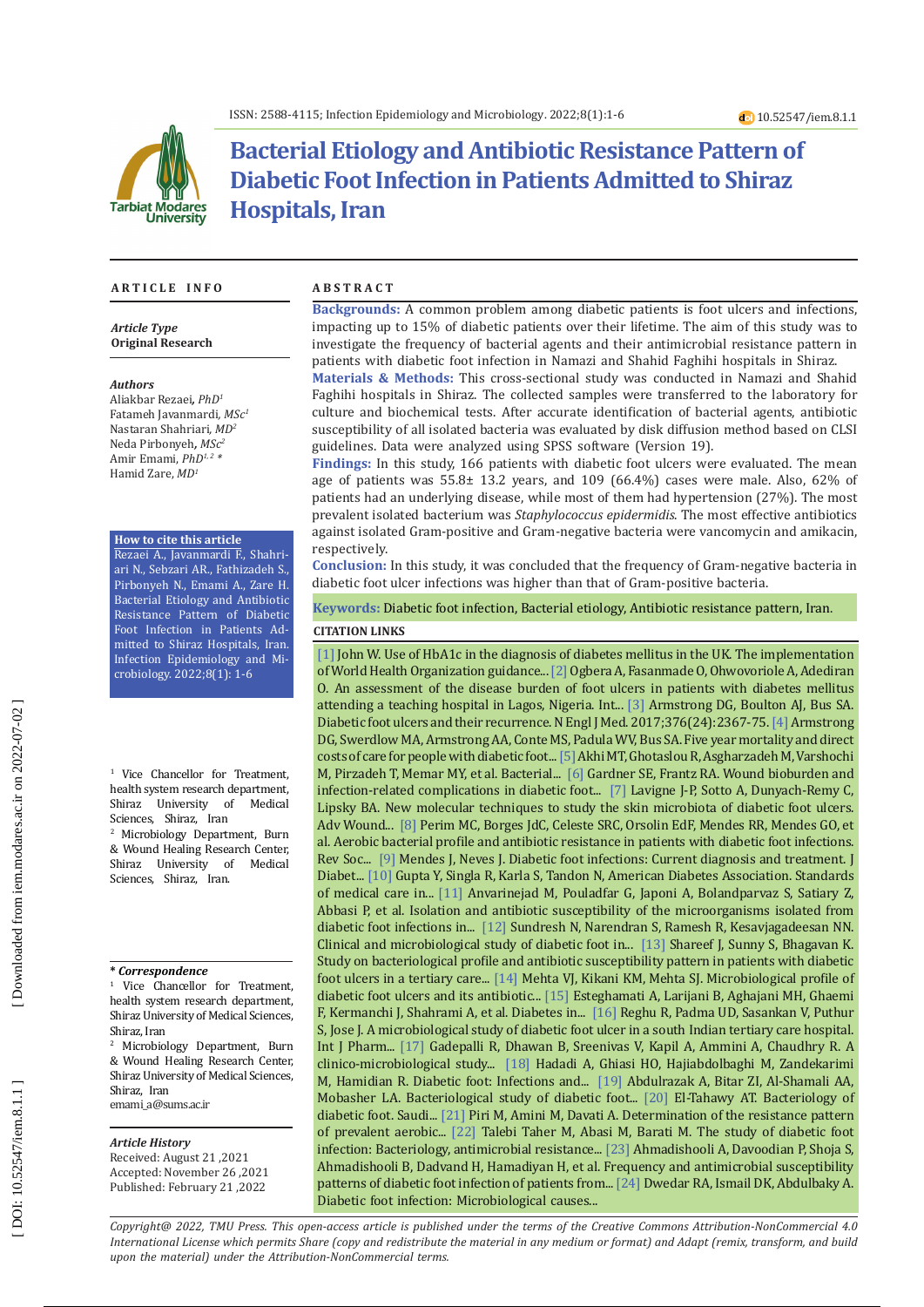# Bacterial Etiology and Antibiotic Resistance Pattern of Diabetic Foot Infection in Patients Admitted to Shiraz Hospitals, Iran

## ARTICLE INFO

***Article Type***
**Original Research**

***Authors***
Aliakbar Rezaei, *PhD*[1]
Fatameh Javanmardi, *MSc*[1]
Nastaran Shahriari, *MD*[2]
Neda Pirbonyeh, *MSc*[2]
Amir Emami, *PhD*[1, 2] *
Hamid Zare, *MD*[1]

**How to cite this article**
Rezaei A., Javanmardi F., Shahriari N., Sebzari AR., Fathizadeh S., Pirbonyeh N., Emami A., Zare H. Bacterial Etiology and Antibiotic Resistance Pattern of Diabetic Foot Infection in Patients Admitted to Shiraz Hospitals, Iran. Infection Epidemiology and Microbiology. 2022;8(1): 1-6

[1] Vice Chancellor for Treatment, health system research department, Shiraz University of Medical Sciences, Shiraz, Iran
[2] Microbiology Department, Burn & Wound Healing Research Center, Shiraz University of Medical Sciences, Shiraz, Iran.

***\* Correspondence***
[1] Vice Chancellor for Treatment, health system research department, Shiraz University of Medical Sciences, Shiraz, Iran
[2] Microbiology Department, Burn & Wound Healing Research Center, Shiraz University of Medical Sciences, Shiraz, Iran
emami_a@sums.ac.ir

***Article History***
Received: August 21 ,2021
Accepted: November 26 ,2021
Published: February 21 ,2022

## ABSTRACT

**Backgrounds:** A common problem among diabetic patients is foot ulcers and infections, impacting up to 15% of diabetic patients over their lifetime. The aim of this study was to investigate the frequency of bacterial agents and their antimicrobial resistance pattern in patients with diabetic foot infection in Namazi and Shahid Faghihi hospitals in Shiraz.

**Materials & Methods:** This cross-sectional study was conducted in Namazi and Shahid Faghihi hospitals in Shiraz. The collected samples were transferred to the laboratory for culture and biochemical tests. After accurate identification of bacterial agents, antibiotic susceptibility of all isolated bacteria was evaluated by disk diffusion method based on CLSI guidelines. Data were analyzed using SPSS software (Version 19).

**Findings:** In this study, 166 patients with diabetic foot ulcers were evaluated. The mean age of patients was 55.8± 13.2 years, and 109 (66.4%) cases were male. Also, 62% of patients had an underlying disease, while most of them had hypertension (27%). The most prevalent isolated bacterium was *Staphylococcus epidermidis*. The most effective antibiotics against isolated Gram-positive and Gram-negative bacteria were vancomycin and amikacin, respectively.

**Conclusion:** In this study, it was concluded that the frequency of Gram-negative bacteria in diabetic foot ulcer infections was higher than that of Gram-positive bacteria.

**Keywords:** Diabetic foot infection, Bacterial etiology, Antibiotic resistance pattern, Iran.

### CITATION LINKS

[1] John W. Use of HbA1c in the diagnosis of diabetes mellitus in the UK. The implementation of World Health Organization guidance... [2] Ogbera A, Fasanmade O, Ohwovoriole A, Adediran O. An assessment of the disease burden of foot ulcers in patients with diabetes mellitus attending a teaching hospital in Lagos, Nigeria. Int... [3] Armstrong DG, Boulton AJ, Bus SA. Diabetic foot ulcers and their recurrence. N Engl J Med. 2017;376(24):2367-75. [4] Armstrong DG, Swerdlow MA, Armstrong AA, Conte MS, Padula WV, Bus SA. Five year mortality and direct costs of care for people with diabetic foot... [5] Akhi MT, Ghotaslou R, Asgharzadeh M, Varshochi M, Pirzadeh T, Memar MY, et al. Bacterial... [6] Gardner SE, Frantz RA. Wound bioburden and infection-related complications in diabetic foot... [7] Lavigne J-P, Sotto A, Dunyach-Remy C, Lipsky BA. New molecular techniques to study the skin microbiota of diabetic foot ulcers. Adv Wound... [8] Perim MC, Borges JdC, Celeste SRC, Orsolin EdF, Mendes RR, Mendes GO, et al. Aerobic bacterial profile and antibiotic resistance in patients with diabetic foot infections. Rev Soc... [9] Mendes J, Neves J. Diabetic foot infections: Current diagnosis and treatment. J Diabet... [10] Gupta Y, Singla R, Karla S, Tandon N, American Diabetes Association. Standards of medical care in... [11] Anvarinejad M, Pouladfar G, Japoni A, Bolandparvaz S, Satiary Z, Abbasi P, et al. Isolation and antibiotic susceptibility of the microorganisms isolated from diabetic foot infections in... [12] Sundresh N, Narendran S, Ramesh R, Kesavjagadeesan NN. Clinical and microbiological study of diabetic foot in... [13] Shareef J, Sunny S, Bhagavan K. Study on bacteriological profile and antibiotic susceptibility pattern in patients with diabetic foot ulcers in a tertiary care... [14] Mehta VJ, Kikani KM, Mehta SJ. Microbiological profile of diabetic foot ulcers and its antibiotic... [15] Esteghamati A, Larijani B, Aghajani MH, Ghaemi F, Kermanchi J, Shahrami A, et al. Diabetes in... [16] Reghu R, Padma UD, Sasankan V, Puthur S, Jose J. A microbiological study of diabetic foot ulcer in a south Indian tertiary care hospital. Int J Pharm... [17] Gadepalli R, Dhawan B, Sreenivas V, Kapil A, Ammini A, Chaudhry R. A clinico-microbiological study... [18] Hadadi A, Ghiasi HO, Hajiabdolbaghi M, Zandekarimi M, Hamidian R. Diabetic foot: Infections and... [19] Abdulrazak A, Bitar ZI, Al-Shamali AA, Mobasher LA. Bacteriological study of diabetic foot... [20] El-Tahawy AT. Bacteriology of diabetic foot. Saudi... [21] Piri M, Amini M, Davati A. Determination of the resistance pattern of prevalent aerobic... [22] Talebi Taher M, Abasi M, Barati M. The study of diabetic foot infection: Bacteriology, antimicrobial resistance... [23] Ahmadishooli A, Davoodian P, Shoja S, Ahmadishooli B, Dadvand H, Hamadiyan H, et al. Frequency and antimicrobial susceptibility patterns of diabetic foot infection of patients from... [24] Dwedar RA, Ismail DK, Abdulbaky A. Diabetic foot infection: Microbiological causes...

*Copyright@ 2022, TMU Press. This open-access article is published under the terms of the Creative Commons Attribution-NonCommercial 4.0 International License which permits Share (copy and redistribute the material in any medium or format) and Adapt (remix, transform, and build upon the material) under the Attribution-NonCommercial terms.*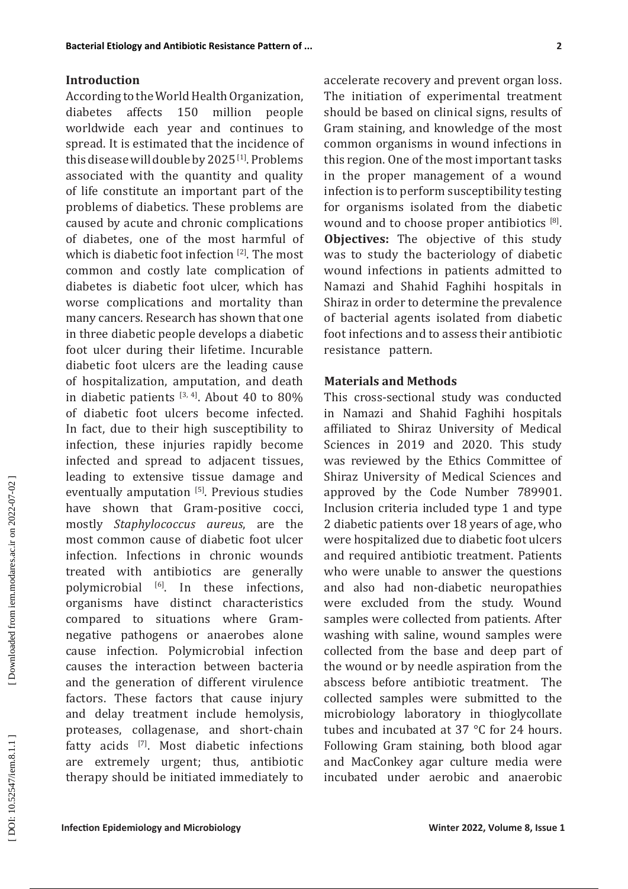## Introduction

According to the World Health Organization, diabetes affects 150 million people worldwide each year and continues to spread. It is estimated that the incidence of this disease will double by 2025 [1]. Problems associated with the quantity and quality of life constitute an important part of the problems of diabetics. These problems are caused by acute and chronic complications of diabetes, one of the most harmful of which is diabetic foot infection [2]. The most common and costly late complication of diabetes is diabetic foot ulcer, which has worse complications and mortality than many cancers. Research has shown that one in three diabetic people develops a diabetic foot ulcer during their lifetime. Incurable diabetic foot ulcers are the leading cause of hospitalization, amputation, and death in diabetic patients [3, 4]. About 40 to 80% of diabetic foot ulcers become infected. In fact, due to their high susceptibility to infection, these injuries rapidly become infected and spread to adjacent tissues, leading to extensive tissue damage and eventually amputation [5]. Previous studies have shown that Gram-positive cocci, mostly *Staphylococcus aureus*, are the most common cause of diabetic foot ulcer infection. Infections in chronic wounds treated with antibiotics are generally polymicrobial [6]. In these infections, organisms have distinct characteristics compared to situations where Gram-negative pathogens or anaerobes alone cause infection. Polymicrobial infection causes the interaction between bacteria and the generation of different virulence factors. These factors that cause injury and delay treatment include hemolysis, proteases, collagenase, and short-chain fatty acids [7]. Most diabetic infections are extremely urgent; thus, antibiotic therapy should be initiated immediately to accelerate recovery and prevent organ loss. The initiation of experimental treatment should be based on clinical signs, results of Gram staining, and knowledge of the most common organisms in wound infections in this region. One of the most important tasks in the proper management of a wound infection is to perform susceptibility testing for organisms isolated from the diabetic wound and to choose proper antibiotics [8].

**Objectives:** The objective of this study was to study the bacteriology of diabetic wound infections in patients admitted to Namazi and Shahid Faghihi hospitals in Shiraz in order to determine the prevalence of bacterial agents isolated from diabetic foot infections and to assess their antibiotic resistance pattern.

## Materials and Methods

This cross-sectional study was conducted in Namazi and Shahid Faghihi hospitals affiliated to Shiraz University of Medical Sciences in 2019 and 2020. This study was reviewed by the Ethics Committee of Shiraz University of Medical Sciences and approved by the Code Number 789901. Inclusion criteria included type 1 and type 2 diabetic patients over 18 years of age, who were hospitalized due to diabetic foot ulcers and required antibiotic treatment. Patients who were unable to answer the questions and also had non-diabetic neuropathies were excluded from the study. Wound samples were collected from patients. After washing with saline, wound samples were collected from the base and deep part of the wound or by needle aspiration from the abscess before antibiotic treatment. The collected samples were submitted to the microbiology laboratory in thioglycollate tubes and incubated at 37 °C for 24 hours. Following Gram staining, both blood agar and MacConkey agar culture media were incubated under aerobic and anaerobic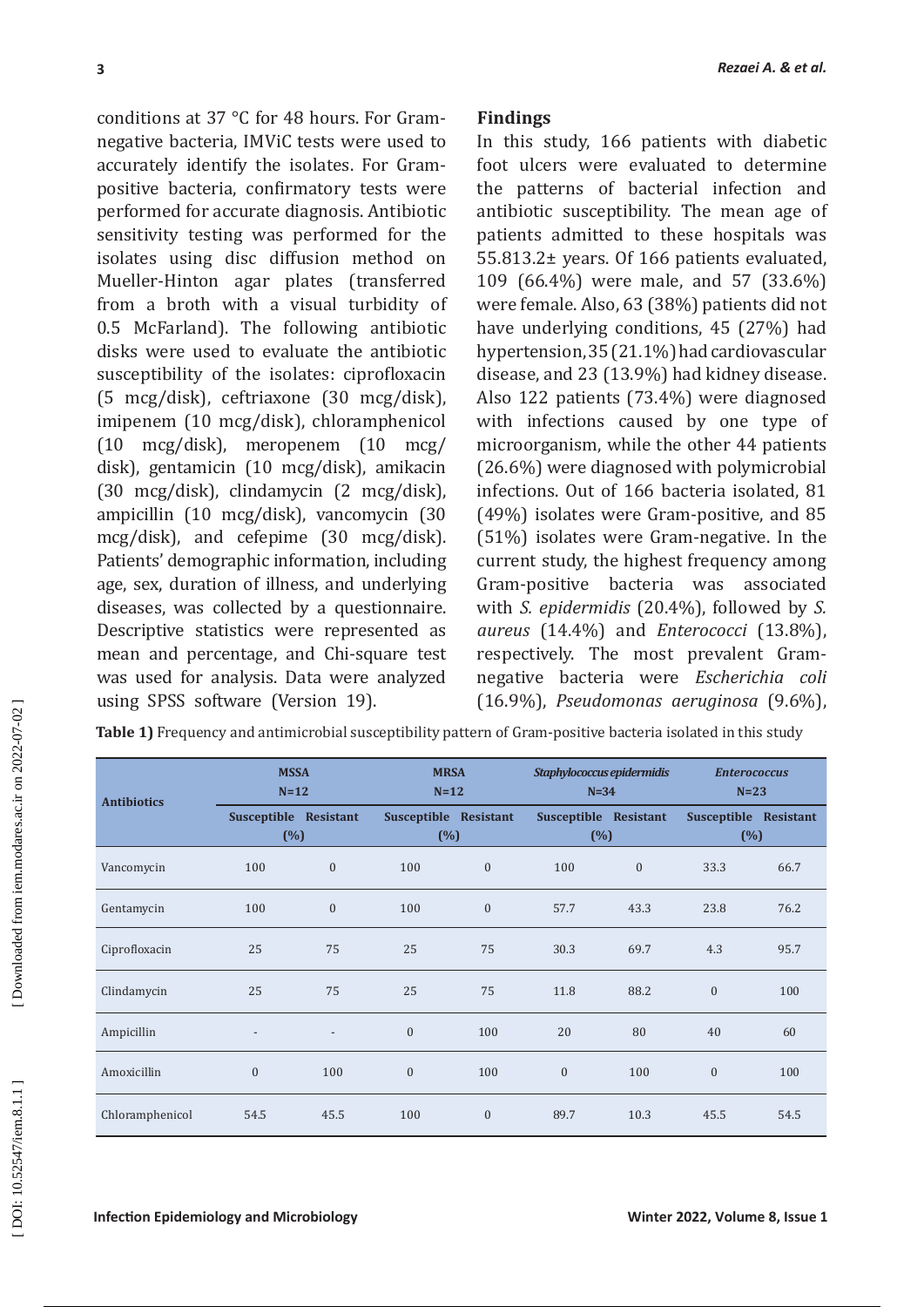conditions at 37 °C for 48 hours. For Gram-negative bacteria, IMViC tests were used to accurately identify the isolates. For Gram-positive bacteria, confirmatory tests were performed for accurate diagnosis. Antibiotic sensitivity testing was performed for the isolates using disc diffusion method on Mueller-Hinton agar plates (transferred from a broth with a visual turbidity of 0.5 McFarland). The following antibiotic disks were used to evaluate the antibiotic susceptibility of the isolates: ciprofloxacin (5 mcg/disk), ceftriaxone (30 mcg/disk), imipenem (10 mcg/disk), chloramphenicol (10 mcg/disk), meropenem (10 mcg/disk), gentamicin (10 mcg/disk), amikacin (30 mcg/disk), clindamycin (2 mcg/disk), ampicillin (10 mcg/disk), vancomycin (30 mcg/disk), and cefepime (30 mcg/disk). Patients' demographic information, including age, sex, duration of illness, and underlying diseases, was collected by a questionnaire. Descriptive statistics were represented as mean and percentage, and Chi-square test was used for analysis. Data were analyzed using SPSS software (Version 19).

## Findings

In this study, 166 patients with diabetic foot ulcers were evaluated to determine the patterns of bacterial infection and antibiotic susceptibility. The mean age of patients admitted to these hospitals was 55.813.2± years. Of 166 patients evaluated, 109 (66.4%) were male, and 57 (33.6%) were female. Also, 63 (38%) patients did not have underlying conditions, 45 (27%) had hypertension, 35 (21.1%) had cardiovascular disease, and 23 (13.9%) had kidney disease. Also 122 patients (73.4%) were diagnosed with infections caused by one type of microorganism, while the other 44 patients (26.6%) were diagnosed with polymicrobial infections. Out of 166 bacteria isolated, 81 (49%) isolates were Gram-positive, and 85 (51%) isolates were Gram-negative. In the current study, the highest frequency among Gram-positive bacteria was associated with *S. epidermidis* (20.4%), followed by *S. aureus* (14.4%) and *Enterococci* (13.8%), respectively. The most prevalent Gram-negative bacteria were *Escherichia coli* (16.9%), *Pseudomonas aeruginosa* (9.6%),

**Table 1)** Frequency and antimicrobial susceptibility pattern of Gram-positive bacteria isolated in this study

| Antibiotics | MSSA N=12 | | MRSA N=12 | | *Staphylococcus epidermidis* N=34 | | *Enterococcus* N=23 | |
|---|---|---|---|---|---|---|---|---|
| | Susceptible (%) | Resistant | Susceptible (%) | Resistant | Susceptible (%) | Resistant | Susceptible (%) | Resistant |
| Vancomycin | 100 | 0 | 100 | 0 | 100 | 0 | 33.3 | 66.7 |
| Gentamycin | 100 | 0 | 100 | 0 | 57.7 | 43.3 | 23.8 | 76.2 |
| Ciprofloxacin | 25 | 75 | 25 | 75 | 30.3 | 69.7 | 4.3 | 95.7 |
| Clindamycin | 25 | 75 | 25 | 75 | 11.8 | 88.2 | 0 | 100 |
| Ampicillin | - | - | 0 | 100 | 20 | 80 | 40 | 60 |
| Amoxicillin | 0 | 100 | 0 | 100 | 0 | 100 | 0 | 100 |
| Chloramphenicol | 54.5 | 45.5 | 100 | 0 | 89.7 | 10.3 | 45.5 | 54.5 |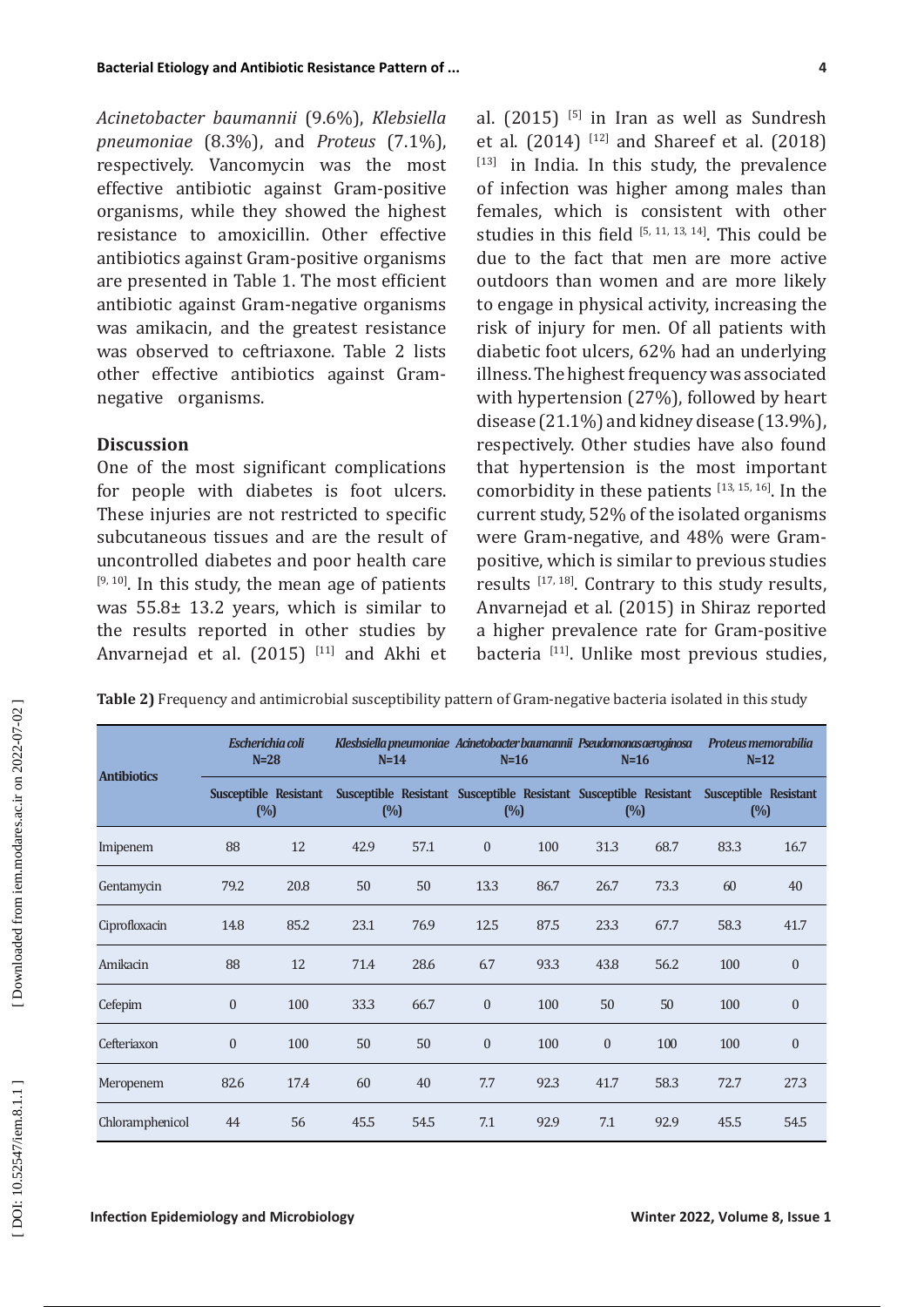*Acinetobacter baumannii* (9.6%), *Klebsiella pneumoniae* (8.3%), and *Proteus* (7.1%), respectively. Vancomycin was the most effective antibiotic against Gram-positive organisms, while they showed the highest resistance to amoxicillin. Other effective antibiotics against Gram-positive organisms are presented in Table 1. The most efficient antibiotic against Gram-negative organisms was amikacin, and the greatest resistance was observed to ceftriaxone. Table 2 lists other effective antibiotics against Gram-negative organisms.

## Discussion

One of the most significant complications for people with diabetes is foot ulcers. These injuries are not restricted to specific subcutaneous tissues and are the result of uncontrolled diabetes and poor health care [9, 10]. In this study, the mean age of patients was 55.8± 13.2 years, which is similar to the results reported in other studies by Anvarnejad et al. (2015) [11] and Akhi et al. (2015) [5] in Iran as well as Sundresh et al. (2014) [12] and Shareef et al. (2018) [13] in India. In this study, the prevalence of infection was higher among males than females, which is consistent with other studies in this field [5, 11, 13, 14]. This could be due to the fact that men are more active outdoors than women and are more likely to engage in physical activity, increasing the risk of injury for men. Of all patients with diabetic foot ulcers, 62% had an underlying illness. The highest frequency was associated with hypertension (27%), followed by heart disease (21.1%) and kidney disease (13.9%), respectively. Other studies have also found that hypertension is the most important comorbidity in these patients [13, 15, 16]. In the current study, 52% of the isolated organisms were Gram-negative, and 48% were Gram-positive, which is similar to previous studies results [17, 18]. Contrary to this study results, Anvarnejad et al. (2015) in Shiraz reported a higher prevalence rate for Gram-positive bacteria [11]. Unlike most previous studies,

**Table 2)** Frequency and antimicrobial susceptibility pattern of Gram-negative bacteria isolated in this study

| Antibiotics | *Escherichia coli* N=28 | | *Klesbsiella pneumoniae* N=14 | | *Acinetobacter baumannii* N=16 | | *Pseudomonas aeroginosa* N=16 | | *Proteus memorabilia* N=12 | |
|---|---|---|---|---|---|---|---|---|---|---|
| | Susceptible (%) | Resistant (%) | Susceptible (%) | Resistant (%) | Susceptible (%) | Resistant (%) | Susceptible (%) | Resistant (%) | Susceptible (%) | Resistant (%) |
| Imipenem | 88 | 12 | 42.9 | 57.1 | 0 | 100 | 31.3 | 68.7 | 83.3 | 16.7 |
| Gentamycin | 79.2 | 20.8 | 50 | 50 | 13.3 | 86.7 | 26.7 | 73.3 | 60 | 40 |
| Ciprofloxacin | 14.8 | 85.2 | 23.1 | 76.9 | 12.5 | 87.5 | 23.3 | 67.7 | 58.3 | 41.7 |
| Amikacin | 88 | 12 | 71.4 | 28.6 | 6.7 | 93.3 | 43.8 | 56.2 | 100 | 0 |
| Cefepim | 0 | 100 | 33.3 | 66.7 | 0 | 100 | 50 | 50 | 100 | 0 |
| Cefteriaxon | 0 | 100 | 50 | 50 | 0 | 100 | 0 | 100 | 100 | 0 |
| Meropenem | 82.6 | 17.4 | 60 | 40 | 7.7 | 92.3 | 41.7 | 58.3 | 72.7 | 27.3 |
| Chloramphenicol | 44 | 56 | 45.5 | 54.5 | 7.1 | 92.9 | 7.1 | 92.9 | 45.5 | 54.5 |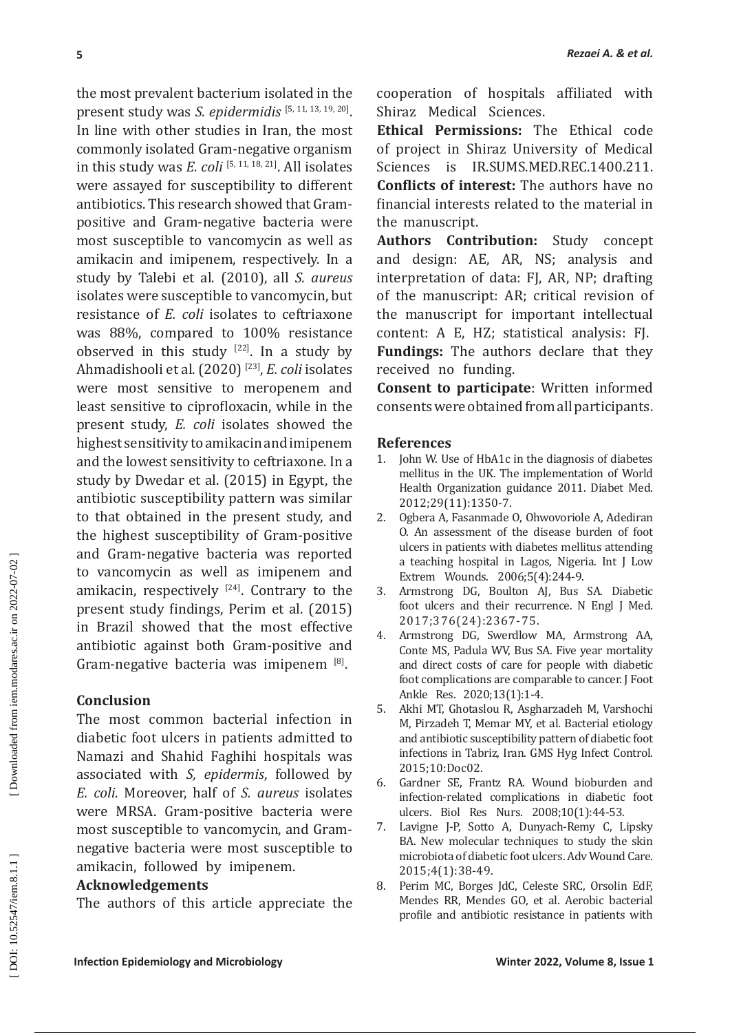the most prevalent bacterium isolated in the present study was *S. epidermidis* [5, 11, 13, 19, 20]. In line with other studies in Iran, the most commonly isolated Gram-negative organism in this study was *E. coli* [5, 11, 18, 21]. All isolates were assayed for susceptibility to different antibiotics. This research showed that Gram-positive and Gram-negative bacteria were most susceptible to vancomycin as well as amikacin and imipenem, respectively. In a study by Talebi et al. (2010), all *S. aureus* isolates were susceptible to vancomycin, but resistance of *E. coli* isolates to ceftriaxone was 88%, compared to 100% resistance observed in this study [22]. In a study by Ahmadishooli et al. (2020) [23], *E. coli* isolates were most sensitive to meropenem and least sensitive to ciprofloxacin, while in the present study, *E. coli* isolates showed the highest sensitivity to amikacin and imipenem and the lowest sensitivity to ceftriaxone. In a study by Dwedar et al. (2015) in Egypt, the antibiotic susceptibility pattern was similar to that obtained in the present study, and the highest susceptibility of Gram-positive and Gram-negative bacteria was reported to vancomycin as well as imipenem and amikacin, respectively [24]. Contrary to the present study findings, Perim et al. (2015) in Brazil showed that the most effective antibiotic against both Gram-positive and Gram-negative bacteria was imipenem [8].

## Conclusion

The most common bacterial infection in diabetic foot ulcers in patients admitted to Namazi and Shahid Faghihi hospitals was associated with *S, epidermis*, followed by *E. coli*. Moreover, half of *S. aureus* isolates were MRSA. Gram-positive bacteria were most susceptible to vancomycin, and Gram-negative bacteria were most susceptible to amikacin, followed by imipenem.

## Acknowledgements

The authors of this article appreciate the cooperation of hospitals affiliated with Shiraz Medical Sciences.

**Ethical Permissions:** The Ethical code of project in Shiraz University of Medical Sciences is IR.SUMS.MED.REC.1400.211.

**Conflicts of interest:** The authors have no financial interests related to the material in the manuscript.

**Authors Contribution:** Study concept and design: AE, AR, NS; analysis and interpretation of data: FJ, AR, NP; drafting of the manuscript: AR; critical revision of the manuscript for important intellectual content: A E, HZ; statistical analysis: FJ.

**Fundings:** The authors declare that they received no funding.

**Consent to participate**: Written informed consents were obtained from all participants.

## References

1. John W. Use of HbA1c in the diagnosis of diabetes mellitus in the UK. The implementation of World Health Organization guidance 2011. Diabet Med. 2012;29(11):1350-7.
2. Ogbera A, Fasanmade O, Ohwovoriole A, Adediran O. An assessment of the disease burden of foot ulcers in patients with diabetes mellitus attending a teaching hospital in Lagos, Nigeria. Int J Low Extrem Wounds. 2006;5(4):244-9.
3. Armstrong DG, Boulton AJ, Bus SA. Diabetic foot ulcers and their recurrence. N Engl J Med. 2017;376(24):2367-75.
4. Armstrong DG, Swerdlow MA, Armstrong AA, Conte MS, Padula WV, Bus SA. Five year mortality and direct costs of care for people with diabetic foot complications are comparable to cancer. J Foot Ankle Res. 2020;13(1):1-4.
5. Akhi MT, Ghotaslou R, Asgharzadeh M, Varshochi M, Pirzadeh T, Memar MY, et al. Bacterial etiology and antibiotic susceptibility pattern of diabetic foot infections in Tabriz, Iran. GMS Hyg Infect Control. 2015;10:Doc02.
6. Gardner SE, Frantz RA. Wound bioburden and infection-related complications in diabetic foot ulcers. Biol Res Nurs. 2008;10(1):44-53.
7. Lavigne J-P, Sotto A, Dunyach-Remy C, Lipsky BA. New molecular techniques to study the skin microbiota of diabetic foot ulcers. Adv Wound Care. 2015;4(1):38-49.
8. Perim MC, Borges JdC, Celeste SRC, Orsolin EdF, Mendes RR, Mendes GO, et al. Aerobic bacterial profile and antibiotic resistance in patients with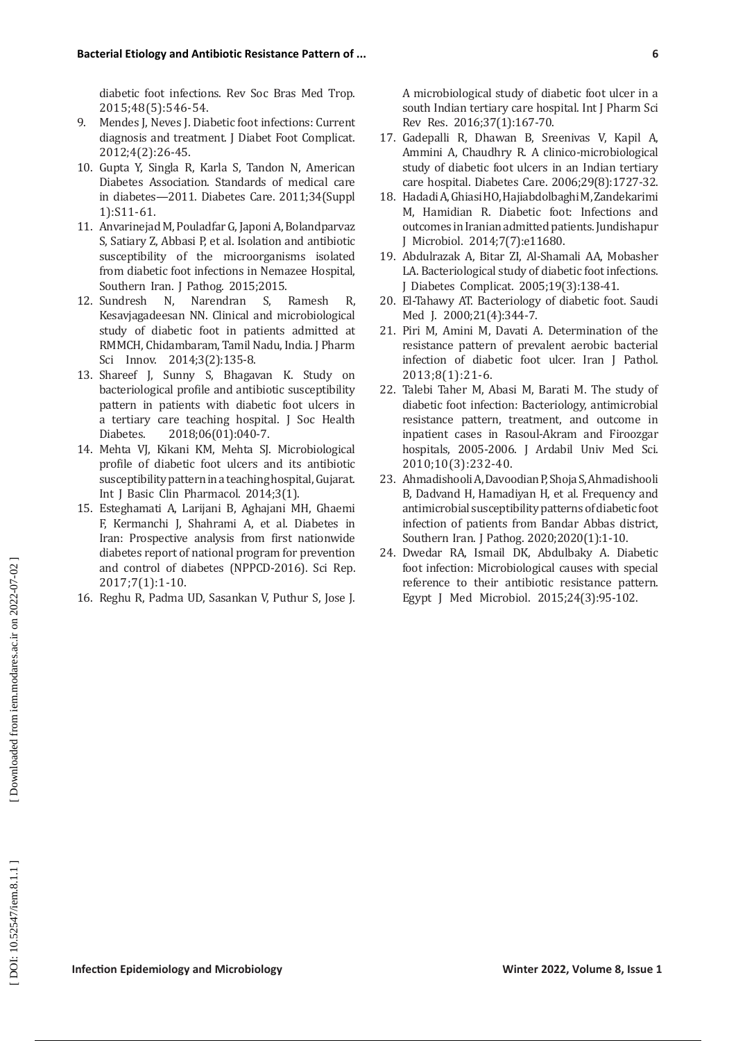diabetic foot infections. Rev Soc Bras Med Trop. 2015;48(5):546-54.

9. Mendes J, Neves J. Diabetic foot infections: Current diagnosis and treatment. J Diabet Foot Complicat. 2012;4(2):26-45.
10. Gupta Y, Singla R, Karla S, Tandon N, American Diabetes Association. Standards of medical care in diabetes—2011. Diabetes Care. 2011;34(Suppl 1):S11-61.
11. Anvarinejad M, Pouladfar G, Japoni A, Bolandparvaz S, Satiary Z, Abbasi P, et al. Isolation and antibiotic susceptibility of the microorganisms isolated from diabetic foot infections in Nemazee Hospital, Southern Iran. J Pathog. 2015;2015.
12. Sundresh N, Narendran S, Ramesh R, Kesavjagadeesan NN. Clinical and microbiological study of diabetic foot in patients admitted at RMMCH, Chidambaram, Tamil Nadu, India. J Pharm Sci Innov. 2014;3(2):135-8.
13. Shareef J, Sunny S, Bhagavan K. Study on bacteriological profile and antibiotic susceptibility pattern in patients with diabetic foot ulcers in a tertiary care teaching hospital. J Soc Health Diabetes. 2018;06(01):040-7.
14. Mehta VJ, Kikani KM, Mehta SJ. Microbiological profile of diabetic foot ulcers and its antibiotic susceptibility pattern in a teaching hospital, Gujarat. Int J Basic Clin Pharmacol. 2014;3(1).
15. Esteghamati A, Larijani B, Aghajani MH, Ghaemi F, Kermanchi J, Shahrami A, et al. Diabetes in Iran: Prospective analysis from first nationwide diabetes report of national program for prevention and control of diabetes (NPPCD-2016). Sci Rep. 2017;7(1):1-10.
16. Reghu R, Padma UD, Sasankan V, Puthur S, Jose J. A microbiological study of diabetic foot ulcer in a south Indian tertiary care hospital. Int J Pharm Sci Rev Res. 2016;37(1):167-70.
17. Gadepalli R, Dhawan B, Sreenivas V, Kapil A, Ammini A, Chaudhry R. A clinico-microbiological study of diabetic foot ulcers in an Indian tertiary care hospital. Diabetes Care. 2006;29(8):1727-32.
18. Hadadi A, Ghiasi HO, Hajiabdolbaghi M, Zandekarimi M, Hamidian R. Diabetic foot: Infections and outcomes in Iranian admitted patients. Jundishapur J Microbiol. 2014;7(7):e11680.
19. Abdulrazak A, Bitar ZI, Al-Shamali AA, Mobasher LA. Bacteriological study of diabetic foot infections. J Diabetes Complicat. 2005;19(3):138-41.
20. El-Tahawy AT. Bacteriology of diabetic foot. Saudi Med J. 2000;21(4):344-7.
21. Piri M, Amini M, Davati A. Determination of the resistance pattern of prevalent aerobic bacterial infection of diabetic foot ulcer. Iran J Pathol. 2013;8(1):21-6.
22. Talebi Taher M, Abasi M, Barati M. The study of diabetic foot infection: Bacteriology, antimicrobial resistance pattern, treatment, and outcome in inpatient cases in Rasoul-Akram and Firoozgar hospitals, 2005-2006. J Ardabil Univ Med Sci. 2010;10(3):232-40.
23. Ahmadishooli A, Davoodian P, Shoja S, Ahmadishooli B, Dadvand H, Hamadiyan H, et al. Frequency and antimicrobial susceptibility patterns of diabetic foot infection of patients from Bandar Abbas district, Southern Iran. J Pathog. 2020;2020(1):1-10.
24. Dwedar RA, Ismail DK, Abdulbaky A. Diabetic foot infection: Microbiological causes with special reference to their antibiotic resistance pattern. Egypt J Med Microbiol. 2015;24(3):95-102.